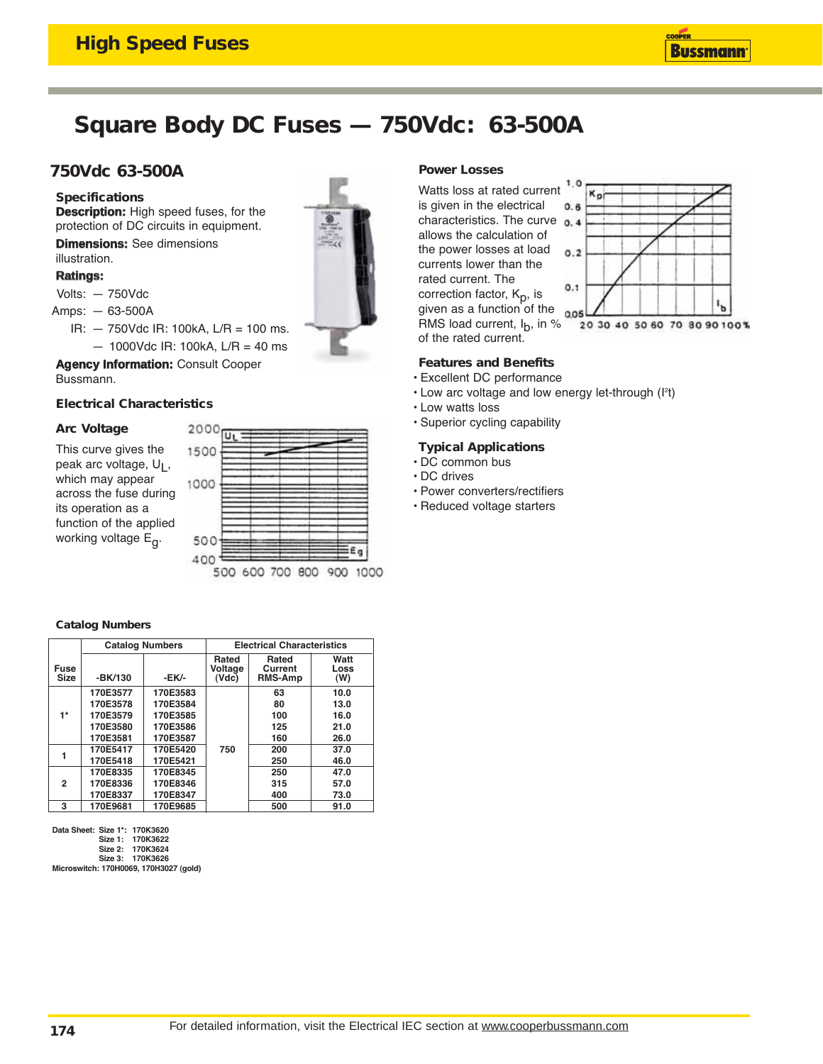# Square Body DC Fuses — 750Vdc: 63-500A

## 750Vdc 63-500A

### Specifications

**Description:** High speed fuses, for the protection of DC circuits in equipment.

**Dimensions:** See dimensions illustration.

**Ratings:**

Volts: — 750Vdc

Amps: — 63-500A

IR: — 750Vdc IR: 100kA, L/R = 100 ms.

— 1000Vdc IR: 100kA, L/R = 40 ms

**Agency Information:** Consult Cooper Bussmann.

### Electrical Characteristics

#### Arc Voltage

This curve gives the peak arc voltage, $U_L$, which may appear across the fuse during its operation as a function of the applied working voltage $E_g$.

#### Power Losses

Watts loss at rated current is given in the electrical characteristics. The curve allows the calculation of the power losses at load currents lower than the rated current. The correction factor, $K_p$, is given as a function of the RMS load current, $I_b$, in % of the rated current.

### Features and Benefits

- Excellent DC performance
- Low arc voltage and low energy let-through ($I^2t$)
- Low watts loss
- Superior cycling capability

### Typical Applications

- DC common bus
- DC drives
- Power converters/rectifiers
- Reduced voltage starters

### Catalog Numbers

| Fuse Size | Catalog Numbers -BK/130 | Catalog Numbers -EK/- | Rated Voltage (Vdc) | Rated Current RMS-Amp | Watt Loss (W) |
|---|---|---|---|---|---|
| 1* | 170E3577 | 170E3583 | 750 | 63 | 10.0 |
| | 170E3578 | 170E3584 | | 80 | 13.0 |
| | 170E3579 | 170E3585 | | 100 | 16.0 |
| | 170E3580 | 170E3586 | | 125 | 21.0 |
| | 170E3581 | 170E3587 | | 160 | 26.0 |
| 1 | 170E5417 | 170E5420 | | 200 | 37.0 |
| | 170E5418 | 170E5421 | | 250 | 46.0 |
| 2 | 170E8335 | 170E8345 | | 250 | 47.0 |
| | 170E8336 | 170E8346 | | 315 | 57.0 |
| | 170E8337 | 170E8347 | | 400 | 73.0 |
| 3 | 170E9681 | 170E9685 | | 500 | 91.0 |

Data Sheet: Size 1*: 170K3620
Size 1: 170K3622
Size 2: 170K3624
Size 3: 170K3626

Microswitch: 170H0069, 170H3027 (gold)

For detailed information, visit the Electrical IEC section at www.cooperbussmann.com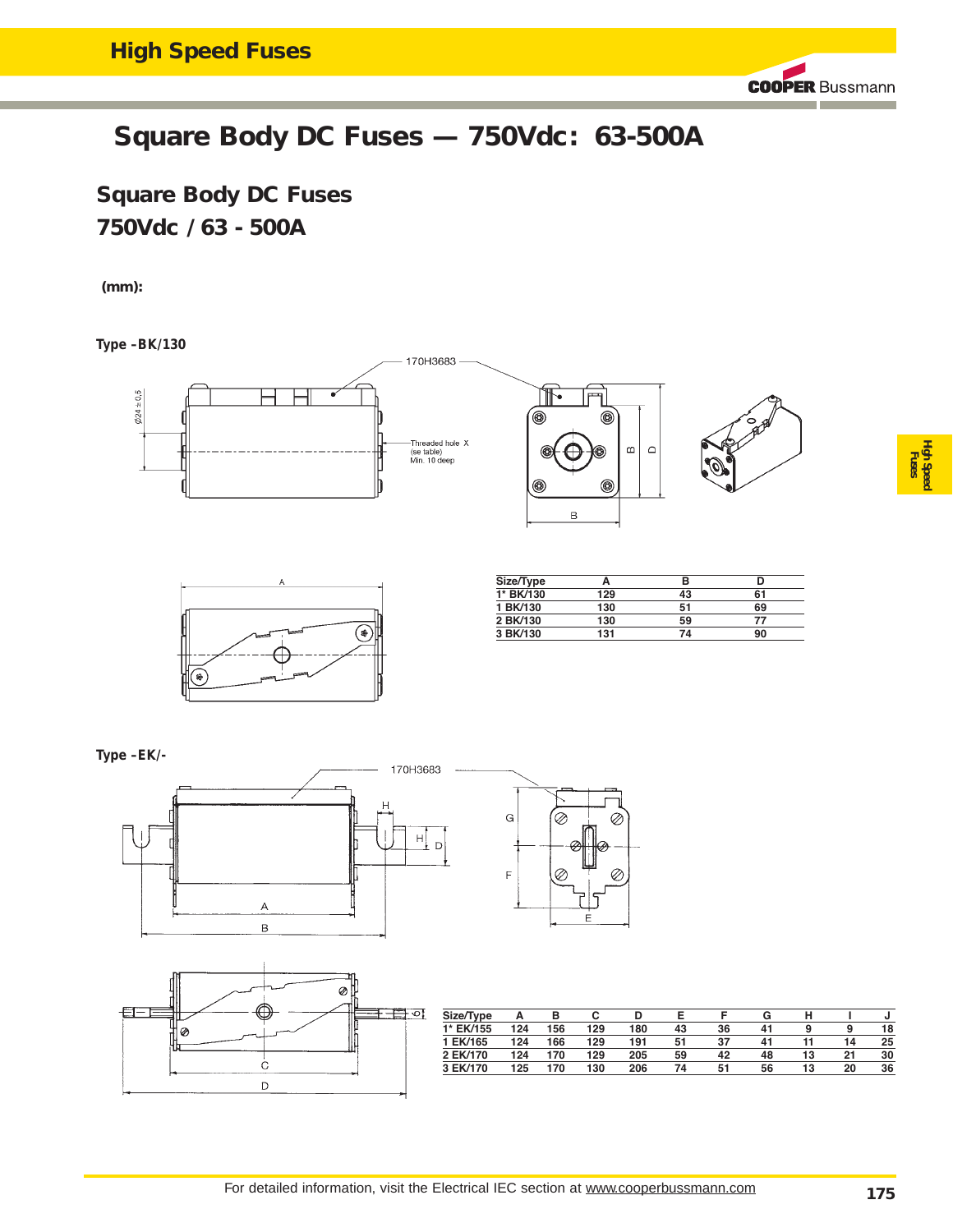# Square Body DC Fuses — 750Vdc: 63-500A

## Square Body DC Fuses
## 750Vdc / 63 - 500A

**(mm):**

**Type –BK/130**

| Size/Type | A | B | D |
|---|---|---|---|
| 1* BK/130 | 129 | 43 | 61 |
| 1 BK/130 | 130 | 51 | 69 |
| 2 BK/130 | 130 | 59 | 77 |
| 3 BK/130 | 131 | 74 | 90 |

**Type –EK/-**

| Size/Type | A | B | C | D | E | F | G | H | I | J |
|---|---|---|---|---|---|---|---|---|---|---|
| 1* EK/155 | 124 | 156 | 129 | 180 | 43 | 36 | 41 | 9 | 9 | 18 |
| 1 EK/165 | 124 | 166 | 129 | 191 | 51 | 37 | 41 | 11 | 14 | 25 |
| 2 EK/170 | 124 | 170 | 129 | 205 | 59 | 42 | 48 | 13 | 21 | 30 |
| 3 EK/170 | 125 | 170 | 130 | 206 | 74 | 51 | 56 | 13 | 20 | 36 |

For detailed information, visit the Electrical IEC section at www.cooperbussmann.com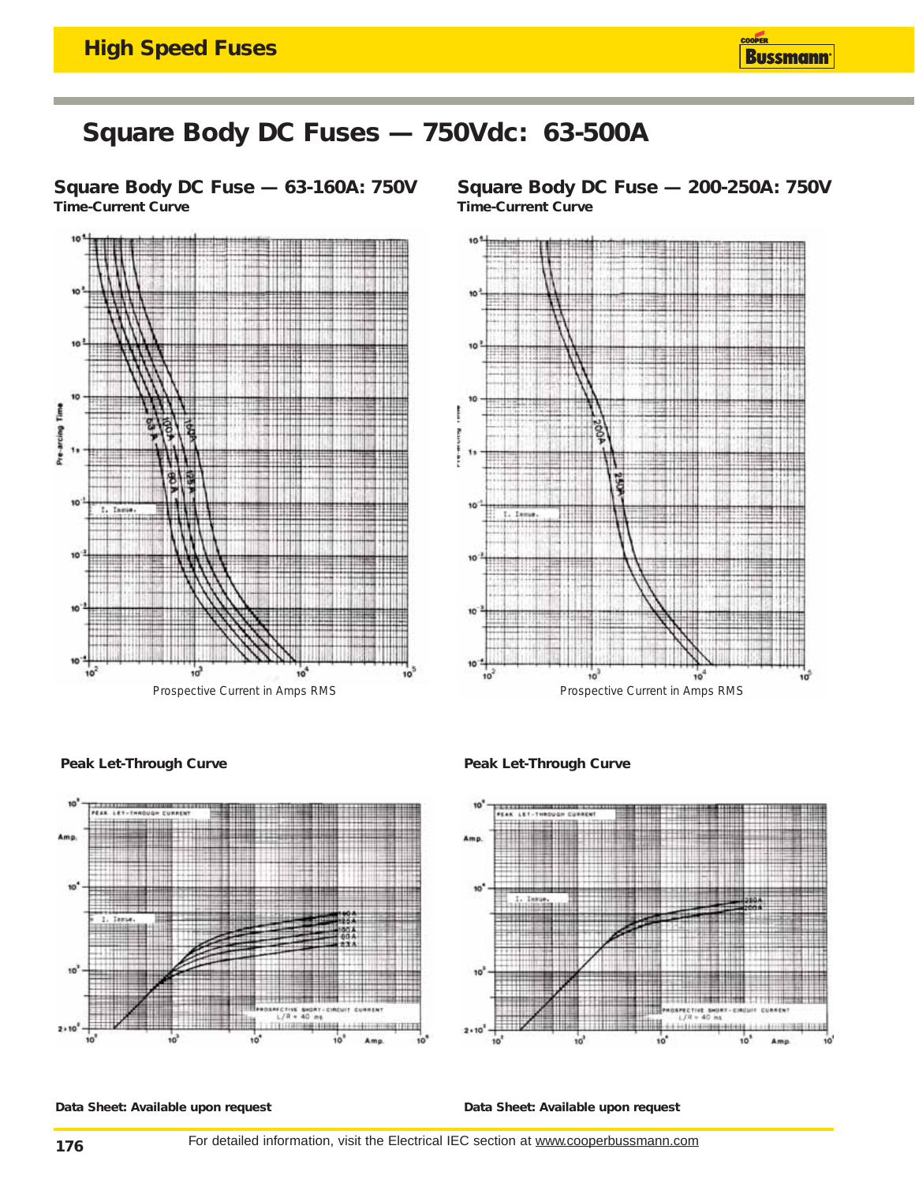# Square Body DC Fuses — 750Vdc: 63-500A

## Square Body DC Fuse — 63-160A: 750V

**Time-Current Curve**

Prospective Current in Amps RMS

**Peak Let-Through Curve**

**Data Sheet: Available upon request**

## Square Body DC Fuse — 200-250A: 750V

**Time-Current Curve**

Prospective Current in Amps RMS

**Peak Let-Through Curve**

**Data Sheet: Available upon request**

For detailed information, visit the Electrical IEC section at www.cooperbussmann.com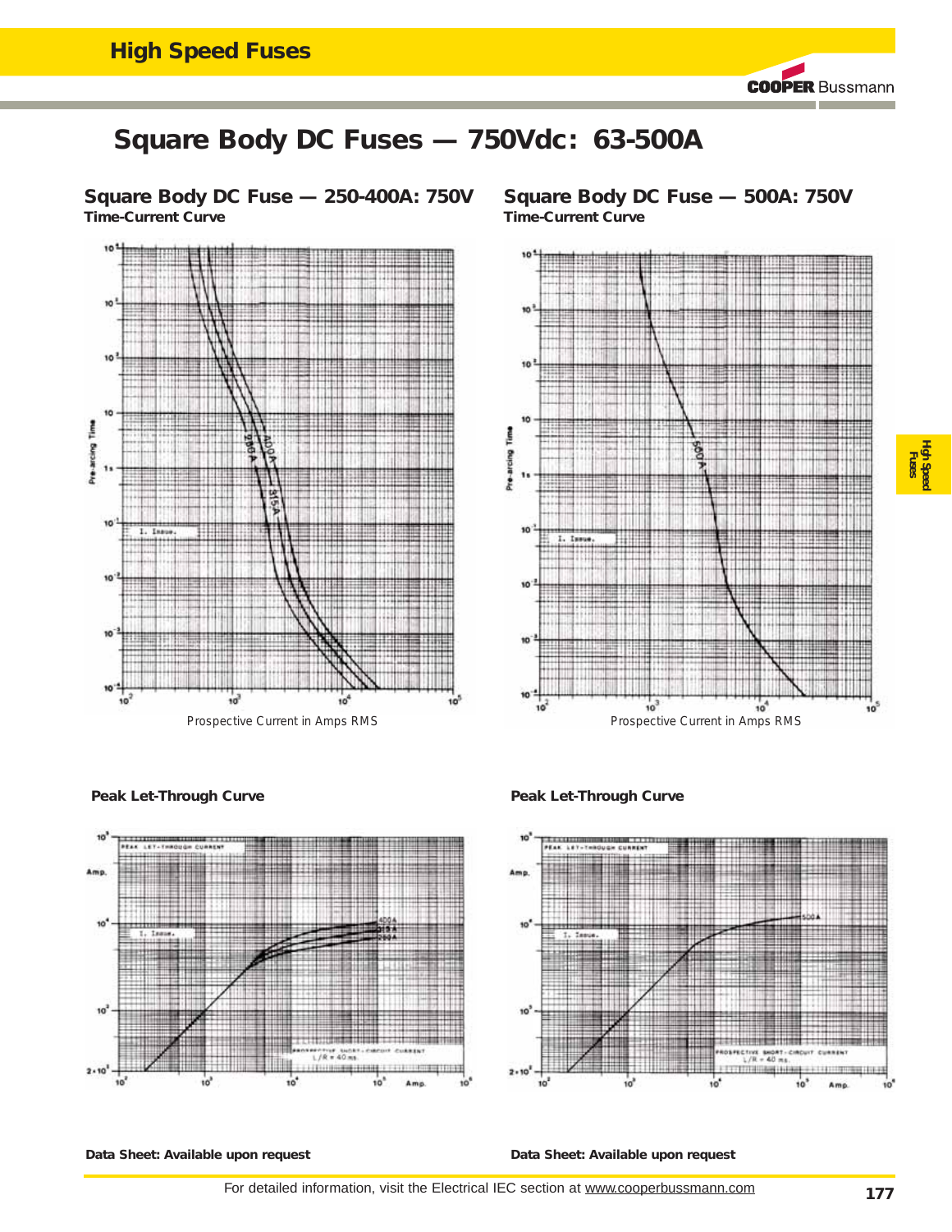# Square Body DC Fuses — 750Vdc: 63-500A

## Square Body DC Fuse — 250-400A: 750V

**Time-Current Curve**

Pre-arcing Time

I. Issue.

250A 315A 400A

Prospective Current in Amps RMS

**Peak Let-Through Curve**

PEAK LET-THROUGH CURRENT

Amp.

I. Issue.

400A 315A 250A

PROSPECTIVE SHORT-CIRCUIT CURRENT L/R = 40 ms

Amp.

**Data Sheet: Available upon request**

## Square Body DC Fuse — 500A: 750V

**Time-Current Curve**

Pre-arcing Time

I. Issue.

500A

Prospective Current in Amps RMS

**Peak Let-Through Curve**

PEAK LET-THROUGH CURRENT

Amp.

I. Issue.

500A

PROSPECTIVE SHORT-CIRCUIT CURRENT L/R = 40 ms

Amp.

**Data Sheet: Available upon request**

For detailed information, visit the Electrical IEC section at www.cooperbussmann.com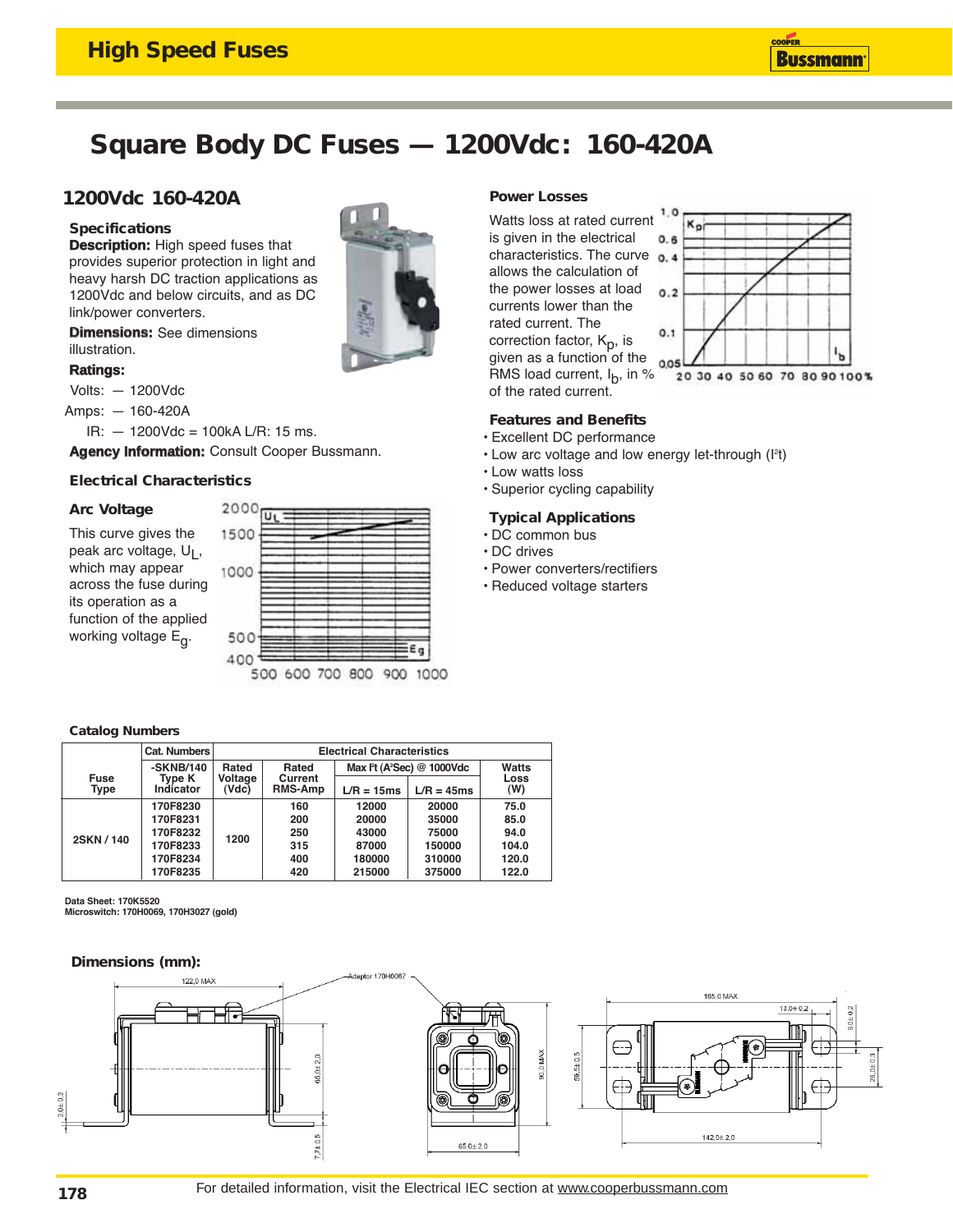# Square Body DC Fuses — 1200Vdc: 160-420A

## 1200Vdc 160-420A

### Specifications

**Description:** High speed fuses that provides superior protection in light and heavy harsh DC traction applications as 1200Vdc and below circuits, and as DC link/power converters.

**Dimensions:** See dimensions illustration.

**Ratings:**

Volts: — 1200Vdc

Amps: — 160-420A

IR: — 1200Vdc = 100kA L/R: 15 ms.

**Agency Information:** Consult Cooper Bussmann.

### Electrical Characteristics

#### Arc Voltage

This curve gives the peak arc voltage, $U_L$, which may appear across the fuse during its operation as a function of the applied working voltage $E_g$.

#### Power Losses

Watts loss at rated current is given in the electrical characteristics. The curve allows the calculation of the power losses at load currents lower than the rated current. The correction factor, $K_p$, is given as a function of the RMS load current, $I_b$, in % of the rated current.

### Features and Benefits

- Excellent DC performance
- Low arc voltage and low energy let-through ($I^2t$)
- Low watts loss
- Superior cycling capability

### Typical Applications

- DC common bus
- DC drives
- Power converters/rectifiers
- Reduced voltage starters

### Catalog Numbers

| Fuse Type | Cat. Numbers -SKNB/140 Type K Indicator | Rated Voltage (Vdc) | Rated Current RMS-Amp | Max $I^2t$ ($A^2$Sec) @ 1000Vdc L/R = 15ms | Max $I^2t$ ($A^2$Sec) @ 1000Vdc L/R = 45ms | Watts Loss (W) |
|---|---|---|---|---|---|---|
| 2SKN / 140 | 170F8230 | 1200 | 160 | 12000 | 20000 | 75.0 |
| | 170F8231 | | 200 | 20000 | 35000 | 85.0 |
| | 170F8232 | | 250 | 43000 | 75000 | 94.0 |
| | 170F8233 | | 315 | 87000 | 150000 | 104.0 |
| | 170F8234 | | 400 | 180000 | 310000 | 120.0 |
| | 170F8235 | | 420 | 215000 | 375000 | 122.0 |

**Data Sheet: 170K5520**
**Microswitch: 170H0069, 170H3027 (gold)**

### Dimensions (mm):

For detailed information, visit the Electrical IEC section at www.cooperbussmann.com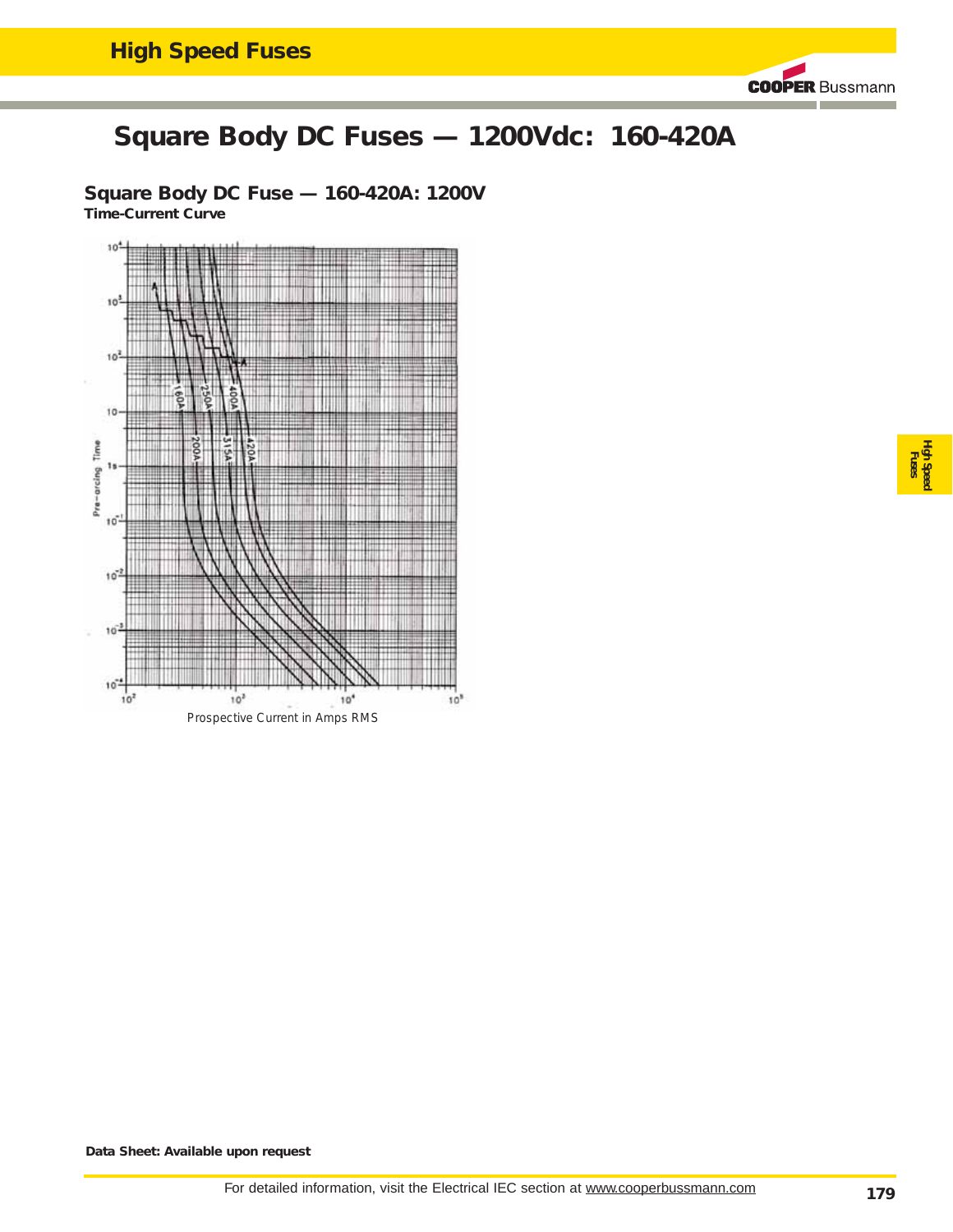# Square Body DC Fuses — 1200Vdc: 160-420A

## Square Body DC Fuse — 160-420A: 1200V

**Time-Current Curve**

Prospective Current in Amps RMS

**Data Sheet: Available upon request**

For detailed information, visit the Electrical IEC section at www.cooperbussmann.com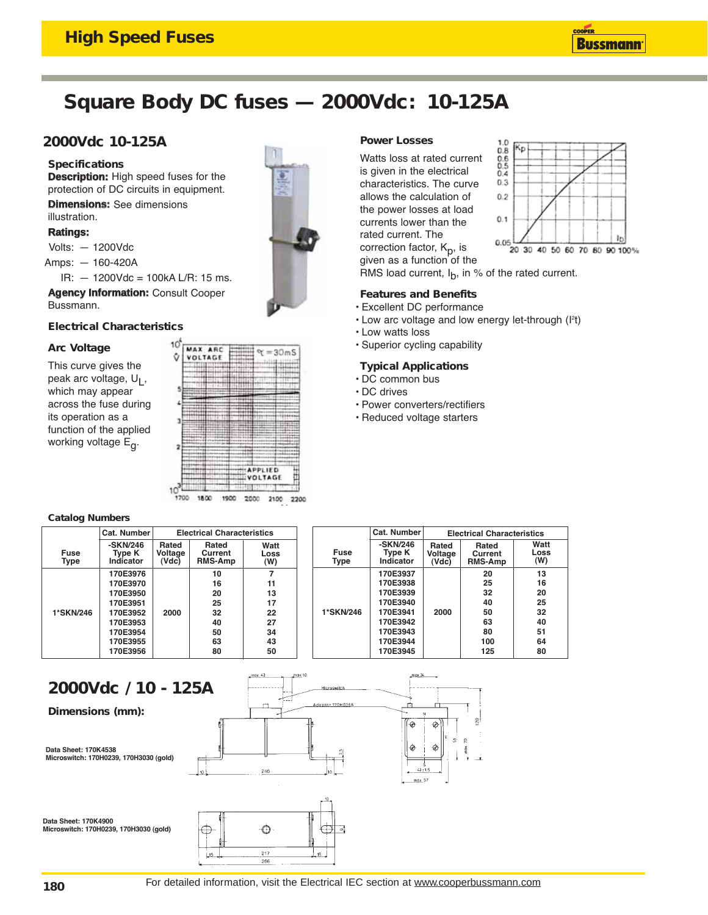# Square Body DC fuses — 2000Vdc: 10-125A

## 2000Vdc 10-125A

### Specifications

**Description:** High speed fuses for the protection of DC circuits in equipment.

**Dimensions:** See dimensions illustration.

**Ratings:**

Volts: — 1200Vdc

Amps: — 160-420A

IR: — 1200Vdc = 100kA L/R: 15 ms.

**Agency Information:** Consult Cooper Bussmann.

### Electrical Characteristics

#### Arc Voltage

This curve gives the peak arc voltage, $U_L$, which may appear across the fuse during its operation as a function of the applied working voltage $E_g$.

#### Power Losses

Watts loss at rated current is given in the electrical characteristics. The curve allows the calculation of the power losses at load currents lower than the rated current. The correction factor, $K_p$, is given as a function of the RMS load current, $I_b$, in % of the rated current.

### Features and Benefits

- Excellent DC performance
- Low arc voltage and low energy let-through (I²t)
- Low watts loss
- Superior cycling capability

### Typical Applications

- DC common bus
- DC drives
- Power converters/rectifiers
- Reduced voltage starters

### Catalog Numbers

| Fuse Type | Cat. Number -SKN/246 Type K Indicator | Electrical Characteristics Rated Voltage (Vdc) | Rated Current RMS-Amp | Watt Loss (W) |
|---|---|---|---|---|
| 1*SKN/246 | 170E3976 | 2000 | 10 | 7 |
| | 170E3970 | | 16 | 11 |
| | 170E3950 | | 20 | 13 |
| | 170E3951 | | 25 | 17 |
| | 170E3952 | | 32 | 22 |
| | 170E3953 | | 40 | 27 |
| | 170E3954 | | 50 | 34 |
| | 170E3955 | | 63 | 43 |
| | 170E3956 | | 80 | 50 |

| Fuse Type | Cat. Number -SKN/246 Type K Indicator | Electrical Characteristics Rated Voltage (Vdc) | Rated Current RMS-Amp | Watt Loss (W) |
|---|---|---|---|---|
| 1*SKN/246 | 170E3937 | 2000 | 20 | 13 |
| | 170E3938 | | 25 | 16 |
| | 170E3939 | | 32 | 20 |
| | 170E3940 | | 40 | 25 |
| | 170E3941 | | 50 | 32 |
| | 170E3942 | | 63 | 40 |
| | 170E3943 | | 80 | 51 |
| | 170E3944 | | 100 | 64 |
| | 170E3945 | | 125 | 80 |

## 2000Vdc / 10 - 125A

### Dimensions (mm):

**Data Sheet: 170K4538**
**Microswitch: 170H0239, 170H3030 (gold)**

**Data Sheet: 170K4900**
**Microswitch: 170H0239, 170H3030 (gold)**

For detailed information, visit the Electrical IEC section at www.cooperbussmann.com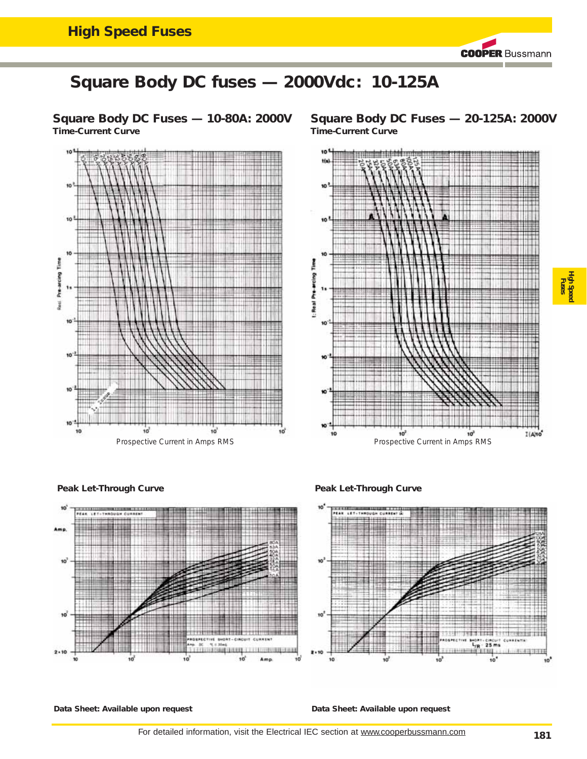# Square Body DC fuses — 2000Vdc: 10-125A

## Square Body DC Fuses — 10-80A: 2000V

**Time-Current Curve**

Prospective Current in Amps RMS

## Square Body DC Fuses — 20-125A: 2000V

**Time-Current Curve**

Prospective Current in Amps RMS

**Peak Let-Through Curve**

**Peak Let-Through Curve**

**Data Sheet: Available upon request**

**Data Sheet: Available upon request**

For detailed information, visit the Electrical IEC section at www.cooperbussmann.com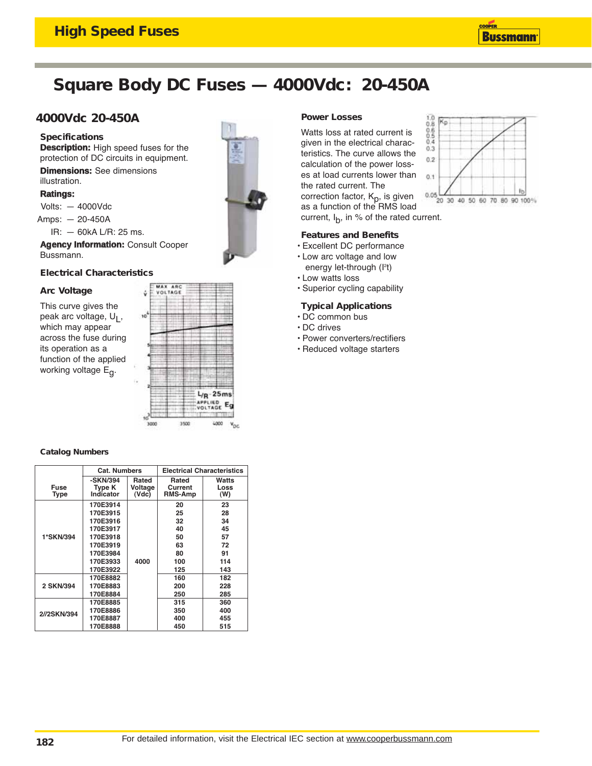# Square Body DC Fuses — 4000Vdc: 20-450A

## 4000Vdc 20-450A

### Specifications

**Description:** High speed fuses for the protection of DC circuits in equipment.

**Dimensions:** See dimensions illustration.

**Ratings:**

Volts: — 4000Vdc

Amps: — 20-450A

IR: — 60kA L/R: 25 ms.

**Agency Information:** Consult Cooper Bussmann.

### Electrical Characteristics

### Arc Voltage

This curve gives the peak arc voltage, $U_L$, which may appear across the fuse during its operation as a function of the applied working voltage $E_g$.

### Power Losses

Watts loss at rated current is given in the electrical characteristics. The curve allows the calculation of the power losses at load currents lower than the rated current. The correction factor, $K_p$, is given as a function of the RMS load current, $I_b$, in % of the rated current.

### Features and Benefits

- Excellent DC performance
- Low arc voltage and low energy let-through ($I^2t$)
- Low watts loss
- Superior cycling capability

### Typical Applications

- DC common bus
- DC drives
- Power converters/rectifiers
- Reduced voltage starters

### Catalog Numbers

| Fuse Type | Cat. Numbers | | Electrical Characteristics | |
|---|---|---|---|---|
| | -SKN/394 Type K Indicator | Rated Voltage (Vdc) | Rated Current RMS-Amp | Watts Loss (W) |
| 1*SKN/394 | 170E3914 | 4000 | 20 | 23 |
| | 170E3915 | | 25 | 28 |
| | 170E3916 | | 32 | 34 |
| | 170E3917 | | 40 | 45 |
| | 170E3918 | | 50 | 57 |
| | 170E3919 | | 63 | 72 |
| | 170E3984 | | 80 | 91 |
| | 170E3933 | | 100 | 114 |
| | 170E3922 | | 125 | 143 |
| 2 SKN/394 | 170E8882 | | 160 | 182 |
| | 170E8883 | | 200 | 228 |
| | 170E8884 | | 250 | 285 |
| 2//2SKN/394 | 170E8885 | | 315 | 360 |
| | 170E8886 | | 350 | 400 |
| | 170E8887 | | 400 | 455 |
| | 170E8888 | | 450 | 515 |

For detailed information, visit the Electrical IEC section at www.cooperbussmann.com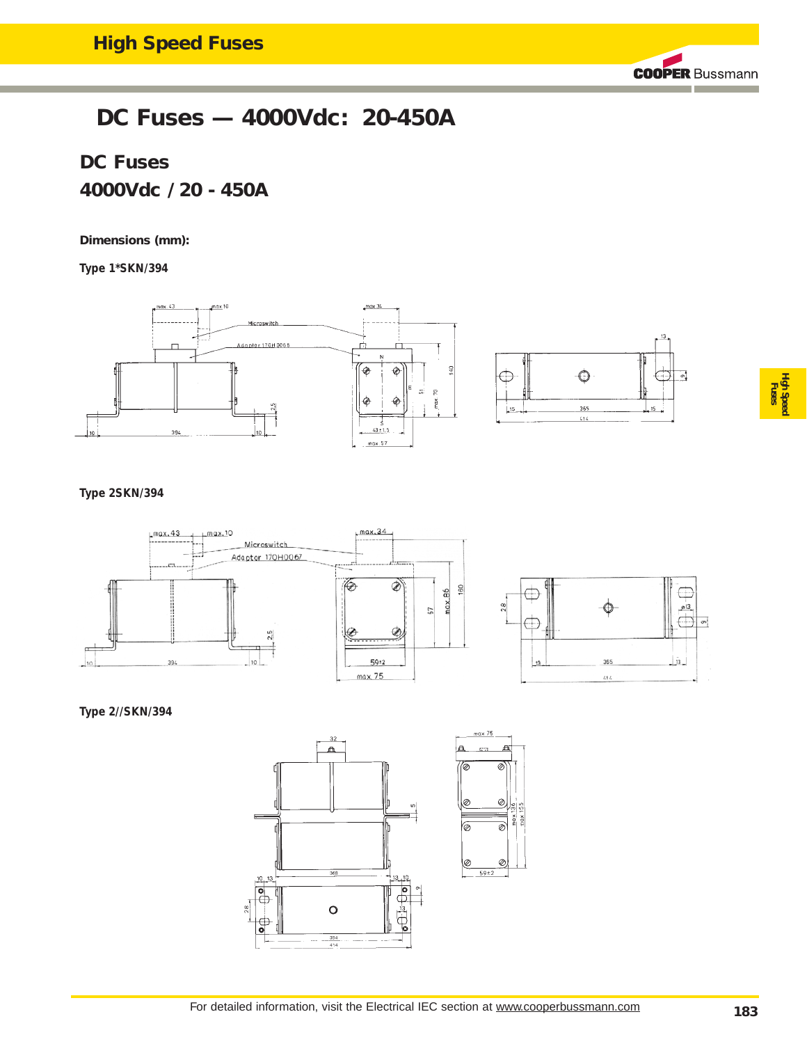# DC Fuses — 4000Vdc: 20-450A

## DC Fuses

## 4000Vdc / 20 - 450A

**Dimensions (mm):**

**Type 1*SKN/394**

**Type 2SKN/394**

**Type 2//SKN/394**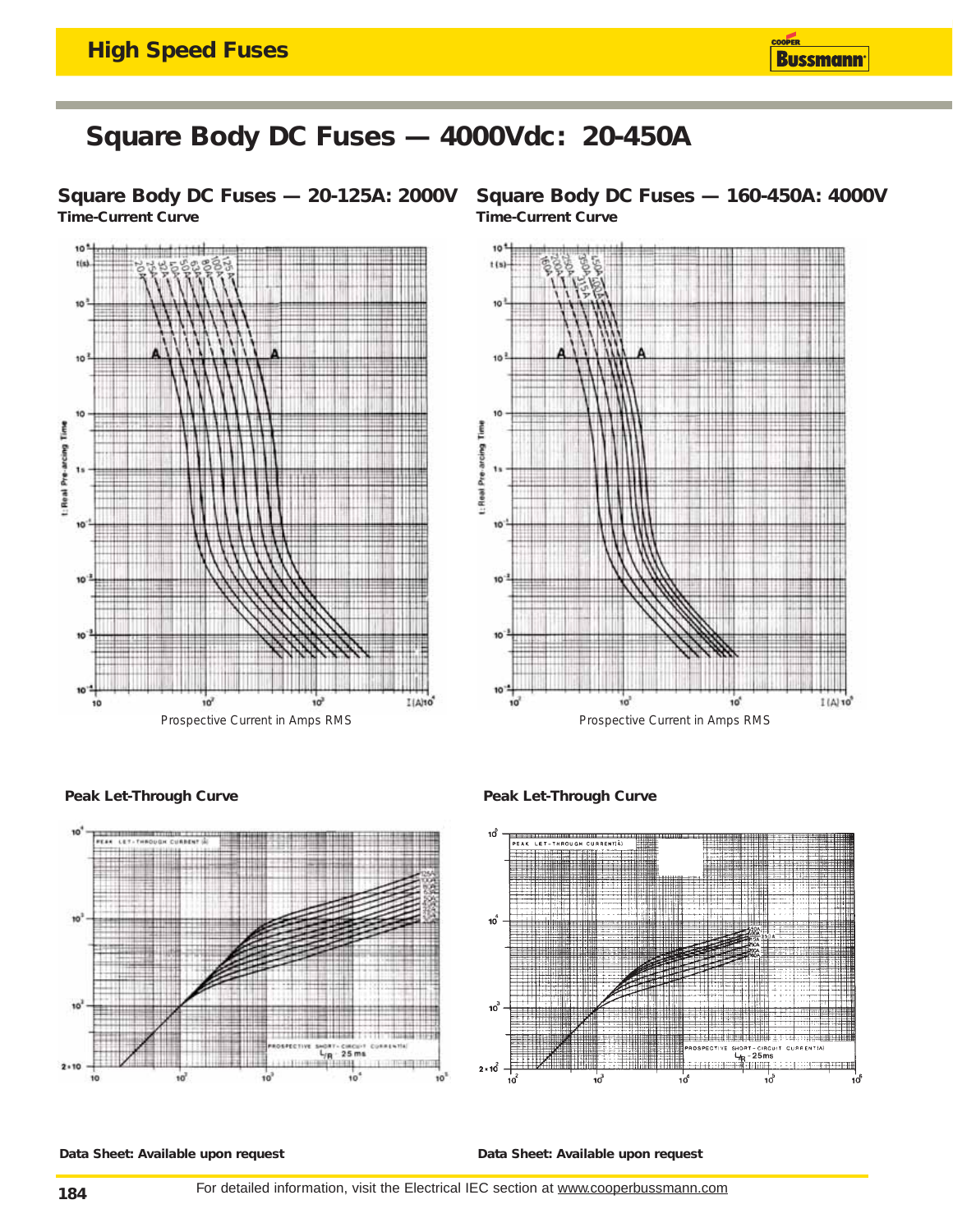# Square Body DC Fuses — 4000Vdc: 20-450A

## Square Body DC Fuses — 20-125A: 2000V

**Time-Current Curve**

t(s)

t: Real Pre-arcing Time

20A 25A 32A 40A 50A 63A 80A 100A 125A

A A

$10^4$ $10^3$ $10^2$ 10 1s $10^{-1}$ $10^{-2}$ $10^{-3}$ $10^{-4}$

10 $10^2$ $10^3$ I(A) $10^4$

Prospective Current in Amps RMS

**Peak Let-Through Curve**

PEAK LET-THROUGH CURRENT (A)

125A

PROSPECTIVE SHORT-CIRCUIT CURRENT (A)

L/R · 25 ms

$10^4$ $10^3$ $10^2$ 2×10

10 $10^2$ $10^3$ $10^4$ $10^5$

**Data Sheet: Available upon request**

## Square Body DC Fuses — 160-450A: 4000V

**Time-Current Curve**

t (s)

t: Real Pre-arcing Time

160A 200A 250A 315A 350A 400A 450A

A A

$10^4$ $10^3$ $10^2$ 10 1s $10^{-1}$ $10^{-2}$ $10^{-3}$ $10^{-4}$

$10^2$ $10^3$ $10^4$ I (A) $10^5$

Prospective Current in Amps RMS

**Peak Let-Through Curve**

PEAK LET-THROUGH CURRENT (A)

450A 400A 315A 250A 200A 160A

PROSPECTIVE SHORT-CIRCUIT CURRENT (A)

L/R · 25ms

$10^5$ $10^4$ $10^3$ $2 \times 10^2$

$10^2$ $10^3$ $10^4$ $10^5$ $10^6$

**Data Sheet: Available upon request**

For detailed information, visit the Electrical IEC section at www.cooperbussmann.com